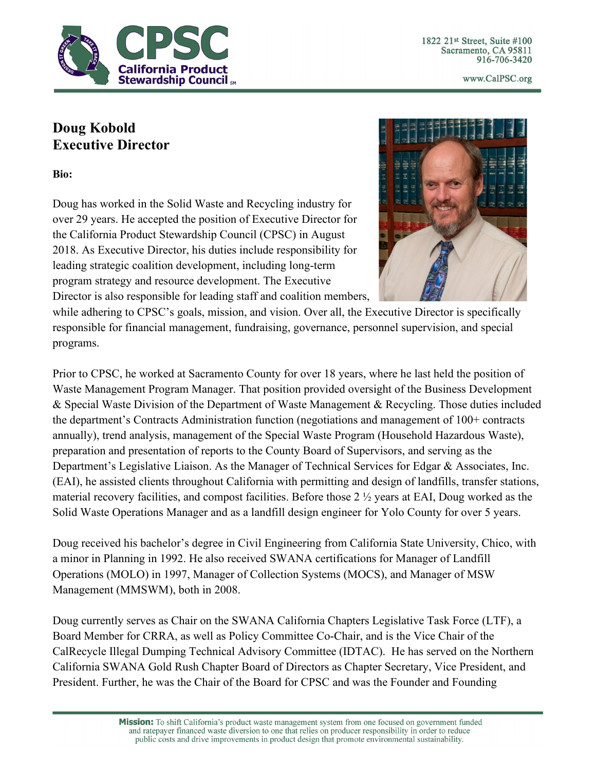# Doug Kobold
# Executive Director

**Bio:**

Doug has worked in the Solid Waste and Recycling industry for over 29 years. He accepted the position of Executive Director for the California Product Stewardship Council (CPSC) in August 2018. As Executive Director, his duties include responsibility for leading strategic coalition development, including long-term program strategy and resource development. The Executive Director is also responsible for leading staff and coalition members, while adhering to CPSC's goals, mission, and vision. Over all, the Executive Director is specifically responsible for financial management, fundraising, governance, personnel supervision, and special programs.

Prior to CPSC, he worked at Sacramento County for over 18 years, where he last held the position of Waste Management Program Manager. That position provided oversight of the Business Development & Special Waste Division of the Department of Waste Management & Recycling. Those duties included the department's Contracts Administration function (negotiations and management of 100+ contracts annually), trend analysis, management of the Special Waste Program (Household Hazardous Waste), preparation and presentation of reports to the County Board of Supervisors, and serving as the Department's Legislative Liaison. As the Manager of Technical Services for Edgar & Associates, Inc. (EAI), he assisted clients throughout California with permitting and design of landfills, transfer stations, material recovery facilities, and compost facilities. Before those 2 ½ years at EAI, Doug worked as the Solid Waste Operations Manager and as a landfill design engineer for Yolo County for over 5 years.

Doug received his bachelor's degree in Civil Engineering from California State University, Chico, with a minor in Planning in 1992. He also received SWANA certifications for Manager of Landfill Operations (MOLO) in 1997, Manager of Collection Systems (MOCS), and Manager of MSW Management (MMSWM), both in 2008.

Doug currently serves as Chair on the SWANA California Chapters Legislative Task Force (LTF), a Board Member for CRRA, as well as Policy Committee Co-Chair, and is the Vice Chair of the CalRecycle Illegal Dumping Technical Advisory Committee (IDTAC). He has served on the Northern California SWANA Gold Rush Chapter Board of Directors as Chapter Secretary, Vice President, and President. Further, he was the Chair of the Board for CPSC and was the Founder and Founding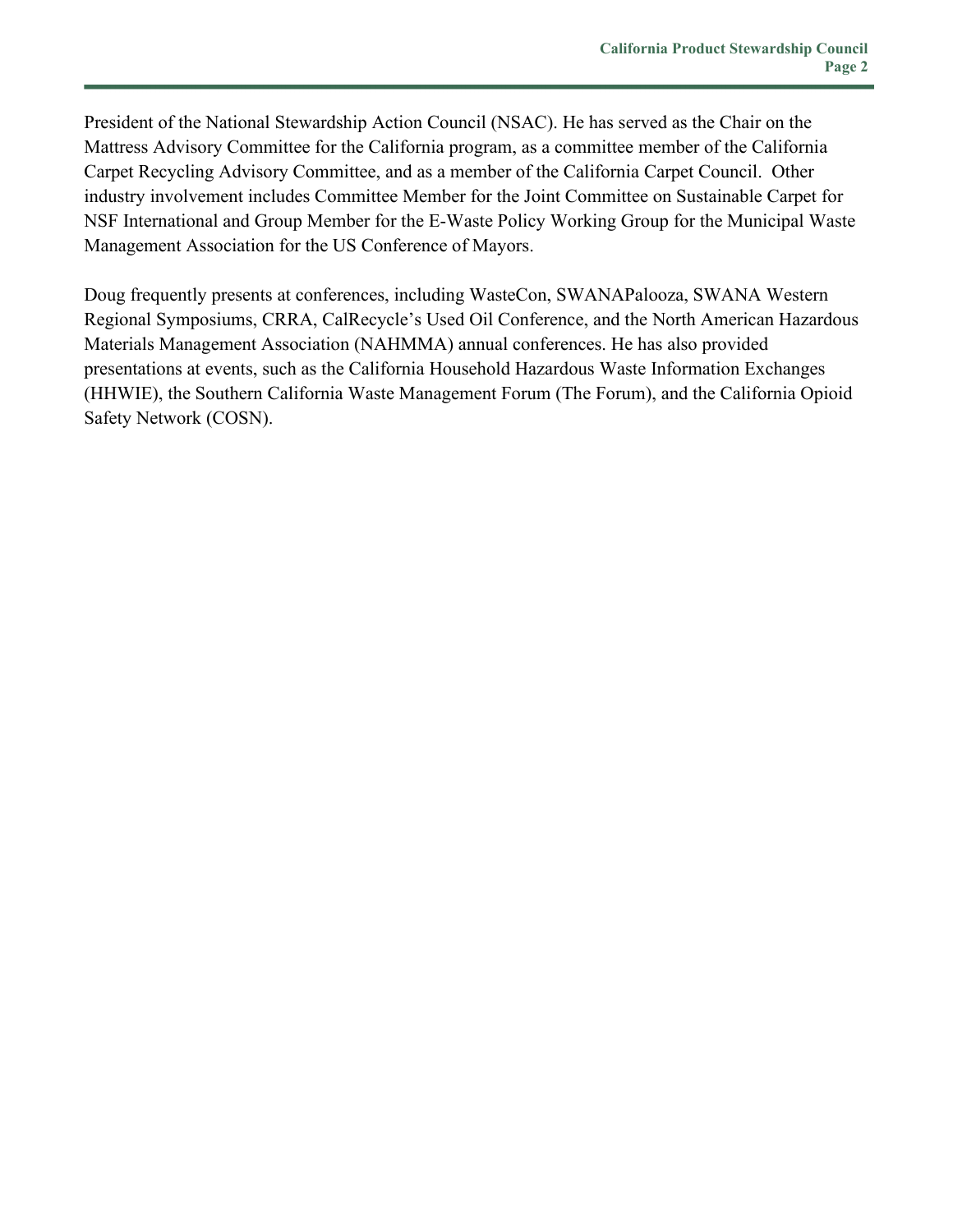President of the National Stewardship Action Council (NSAC). He has served as the Chair on the Mattress Advisory Committee for the California program, as a committee member of the California Carpet Recycling Advisory Committee, and as a member of the California Carpet Council. Other industry involvement includes Committee Member for the Joint Committee on Sustainable Carpet for NSF International and Group Member for the E-Waste Policy Working Group for the Municipal Waste Management Association for the US Conference of Mayors.

Doug frequently presents at conferences, including WasteCon, SWANAPalooza, SWANA Western Regional Symposiums, CRRA, CalRecycle's Used Oil Conference, and the North American Hazardous Materials Management Association (NAHMMA) annual conferences. He has also provided presentations at events, such as the California Household Hazardous Waste Information Exchanges (HHWIE), the Southern California Waste Management Forum (The Forum), and the California Opioid Safety Network (COSN).